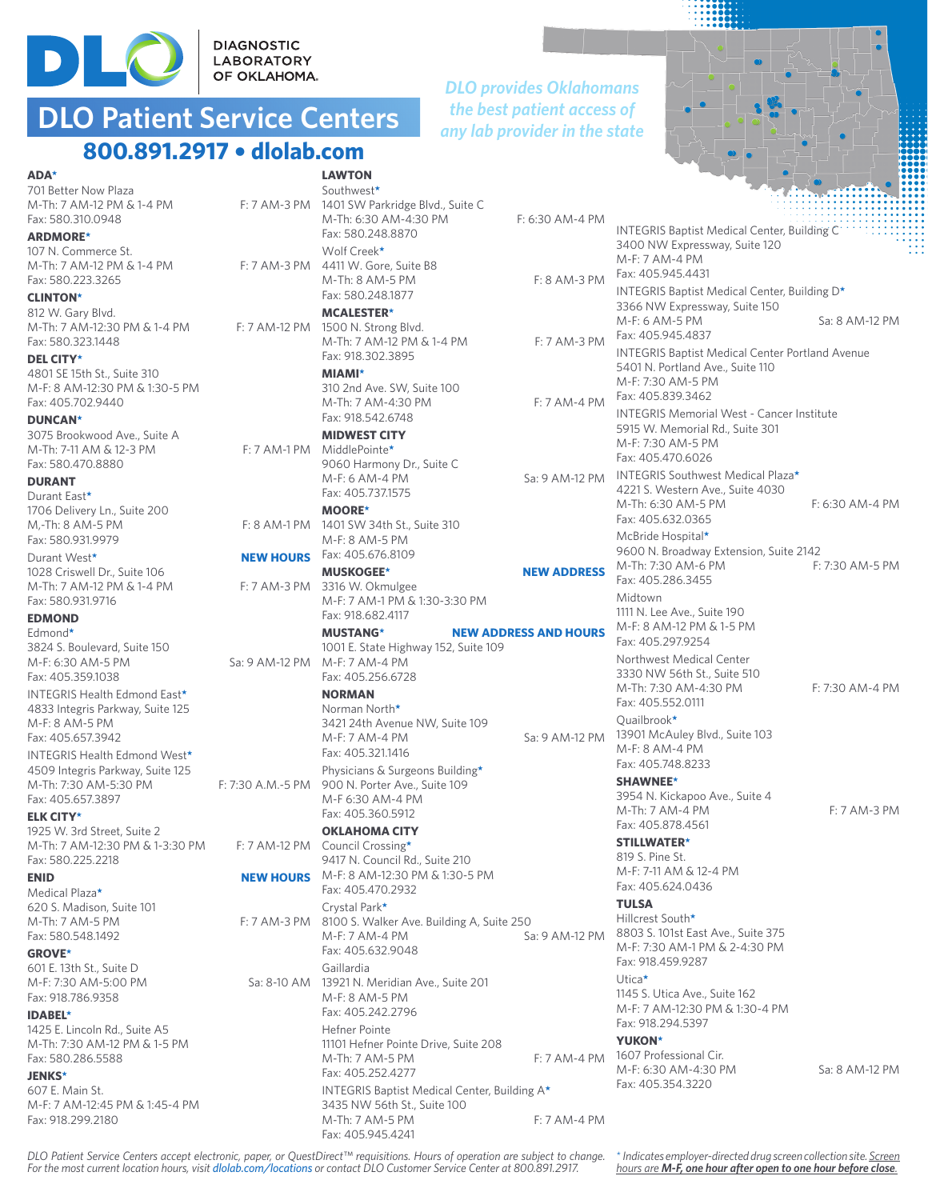# DLO Diagnostic Laboratory of Oklahoma

## DLO Patient Service Centers

**800.891.2917 • dlolab.com**

*DLO provides Oklahomans the best patient access of any lab provider in the state*

**ADA***
701 Better Now Plaza
M-Th: 7 AM-12 PM & 1-4 PM — F: 7 AM-3 PM
Fax: 580.310.0948

**ARDMORE***
107 N. Commerce St.
M-Th: 7 AM-12 PM & 1-4 PM — F: 7 AM-3 PM
Fax: 580.223.3265

**CLINTON***
812 W. Gary Blvd.
M-Th: 7 AM-12:30 PM & 1-4 PM — F: 7 AM-12 PM
Fax: 580.323.1448

**DEL CITY***
4801 SE 15th St., Suite 310
M-F: 8 AM-12:30 PM & 1:30-5 PM
Fax: 405.702.9440

**DUNCAN***
3075 Brookwood Ave., Suite A
M-Th: 7-11 AM & 12-3 PM — F: 7 AM-1 PM
Fax: 580.470.8880

**DURANT**

Durant East*
1706 Delivery Ln., Suite 200
M,-Th: 8 AM-5 PM — F: 8 AM-1 PM
Fax: 580.931.9979

Durant West* — **NEW HOURS**
1028 Criswell Dr., Suite 106
M-Th: 7 AM-12 PM & 1-4 PM — F: 7 AM-3 PM
Fax: 580.931.9716

**EDMOND**

Edmond*
3824 S. Boulevard, Suite 150
M-F: 6:30 AM-5 PM — Sa: 9 AM-12 PM
Fax: 405.359.1038

INTEGRIS Health Edmond East*
4833 Integris Parkway, Suite 125
M-F: 8 AM-5 PM
Fax: 405.657.3942

INTEGRIS Health Edmond West*
4509 Integris Parkway, Suite 125
M-Th: 7:30 AM-5:30 PM — F: 7:30 A.M.-5 PM
Fax: 405.657.3897

**ELK CITY***
1925 W. 3rd Street, Suite 2
M-Th: 7 AM-12:30 PM & 1-3:30 PM — F: 7 AM-12 PM
Fax: 580.225.2218

**ENID** — **NEW HOURS**

Medical Plaza*
620 S. Madison, Suite 101
M-Th: 7 AM-5 PM — F: 7 AM-3 PM
Fax: 580.548.1492

**GROVE***
601 E. 13th St., Suite D
M-F: 7:30 AM-5:00 PM — Sa: 8-10 AM
Fax: 918.786.9358

**IDABEL***
1425 E. Lincoln Rd., Suite A5
M-Th: 7:30 AM-12 PM & 1-5 PM
Fax: 580.286.5588

**JENKS***
607 E. Main St.
M-F: 7 AM-12:45 PM & 1:45-4 PM
Fax: 918.299.2180

**LAWTON**

Southwest*
1401 SW Parkridge Blvd., Suite C
M-Th: 6:30 AM-4:30 PM — F: 6:30 AM-4 PM
Fax: 580.248.8870

Wolf Creek*
4411 W. Gore, Suite B8
M-Th: 8 AM-5 PM — F: 8 AM-3 PM
Fax: 580.248.1877

**MCALESTER***
1500 N. Strong Blvd.
M-Th: 7 AM-12 PM & 1-4 PM — F: 7 AM-3 PM
Fax: 918.302.3895

**MIAMI***
310 2nd Ave. SW, Suite 100
M-Th: 7 AM-4:30 PM — F: 7 AM-4 PM
Fax: 918.542.6748

**MIDWEST CITY**

MiddlePointe*
9060 Harmony Dr., Suite C
M-F: 6 AM-4 PM — Sa: 9 AM-12 PM
Fax: 405.737.1575

**MOORE***
1401 SW 34th St., Suite 310
M-F: 8 AM-5 PM
Fax: 405.676.8109

**MUSKOGEE*** — **NEW ADDRESS**
3316 W. Okmulgee
M-F: 7 AM-1 PM & 1:30-3:30 PM
Fax: 918.682.4117

**MUSTANG*** — **NEW ADDRESS AND HOURS**
1001 E. State Highway 152, Suite 109
M-F: 7 AM-4 PM
Fax: 405.256.6728

**NORMAN**

Norman North*
3421 24th Avenue NW, Suite 109
M-F: 7 AM-4 PM — Sa: 9 AM-12 PM
Fax: 405.321.1416

Physicians & Surgeons Building*
900 N. Porter Ave., Suite 109
M-F 6:30 AM-4 PM
Fax: 405.360.5912

**OKLAHOMA CITY**

Council Crossing*
9417 N. Council Rd., Suite 210
M-F: 8 AM-12:30 PM & 1:30-5 PM
Fax: 405.470.2932

Crystal Park*
8100 S. Walker Ave. Building A, Suite 250
M-F: 7 AM-4 PM — Sa: 9 AM-12 PM
Fax: 405.632.9048

Gaillardia
13921 N. Meridian Ave., Suite 201
M-F: 8 AM-5 PM
Fax: 405.242.2796

Hefner Pointe
11101 Hefner Pointe Drive, Suite 208
M-Th: 7 AM-5 PM — F: 7 AM-4 PM
Fax: 405.252.4277

INTEGRIS Baptist Medical Center, Building A*
3435 NW 56th St., Suite 100
M-Th: 7 AM-5 PM — F: 7 AM-4 PM
Fax: 405.945.4241

INTEGRIS Baptist Medical Center, Building C
3400 NW Expressway, Suite 120
M-F: 7 AM-4 PM
Fax: 405.945.4431

INTEGRIS Baptist Medical Center, Building D*
3366 NW Expressway, Suite 150
M-F: 6 AM-5 PM — Sa: 8 AM-12 PM
Fax: 405.945.4837

INTEGRIS Baptist Medical Center Portland Avenue
5401 N. Portland Ave., Suite 110
M-F: 7:30 AM-5 PM
Fax: 405.839.3462

INTEGRIS Memorial West - Cancer Institute
5915 W. Memorial Rd., Suite 301
M-F: 7:30 AM-5 PM
Fax: 405.470.6026

INTEGRIS Southwest Medical Plaza*
4221 S. Western Ave., Suite 4030
M-Th: 6:30 AM-5 PM — F: 6:30 AM-4 PM
Fax: 405.632.0365

McBride Hospital*
9600 N. Broadway Extension, Suite 2142
M-Th: 7:30 AM-6 PM — F: 7:30 AM-5 PM
Fax: 405.286.3455

Midtown
1111 N. Lee Ave., Suite 190
M-F: 8 AM-12 PM & 1-5 PM
Fax: 405.297.9254

Northwest Medical Center
3330 NW 56th St., Suite 510
M-Th: 7:30 AM-4:30 PM — F: 7:30 AM-4 PM
Fax: 405.552.0111

Quailbrook*
13901 McAuley Blvd., Suite 103
M-F: 8 AM-4 PM
Fax: 405.748.8233

**SHAWNEE***
3954 N. Kickapoo Ave., Suite 4
M-Th: 7 AM-4 PM — F: 7 AM-3 PM
Fax: 405.878.4561

**STILLWATER***
819 S. Pine St.
M-F: 7-11 AM & 12-4 PM
Fax: 405.624.0436

**TULSA**

Hillcrest South*
8803 S. 101st East Ave., Suite 375
M-F: 7:30 AM-1 PM & 2-4:30 PM
Fax: 918.459.9287

Utica*
1145 S. Utica Ave., Suite 162
M-F: 7 AM-12:30 PM & 1:30-4 PM
Fax: 918.294.5397

**YUKON***
1607 Professional Cir.
M-F: 6:30 AM-4:30 PM — Sa: 8 AM-12 PM
Fax: 405.354.3220

*DLO Patient Service Centers accept electronic, paper, or QuestDirect™ requisitions. Hours of operation are subject to change. For the most current location hours, visit dlolab.com/locations or contact DLO Customer Service Center at 800.891.2917.*

*\* Indicates employer-directed drug screen collection site. Screen hours are **M-F, one hour after open to one hour before close.***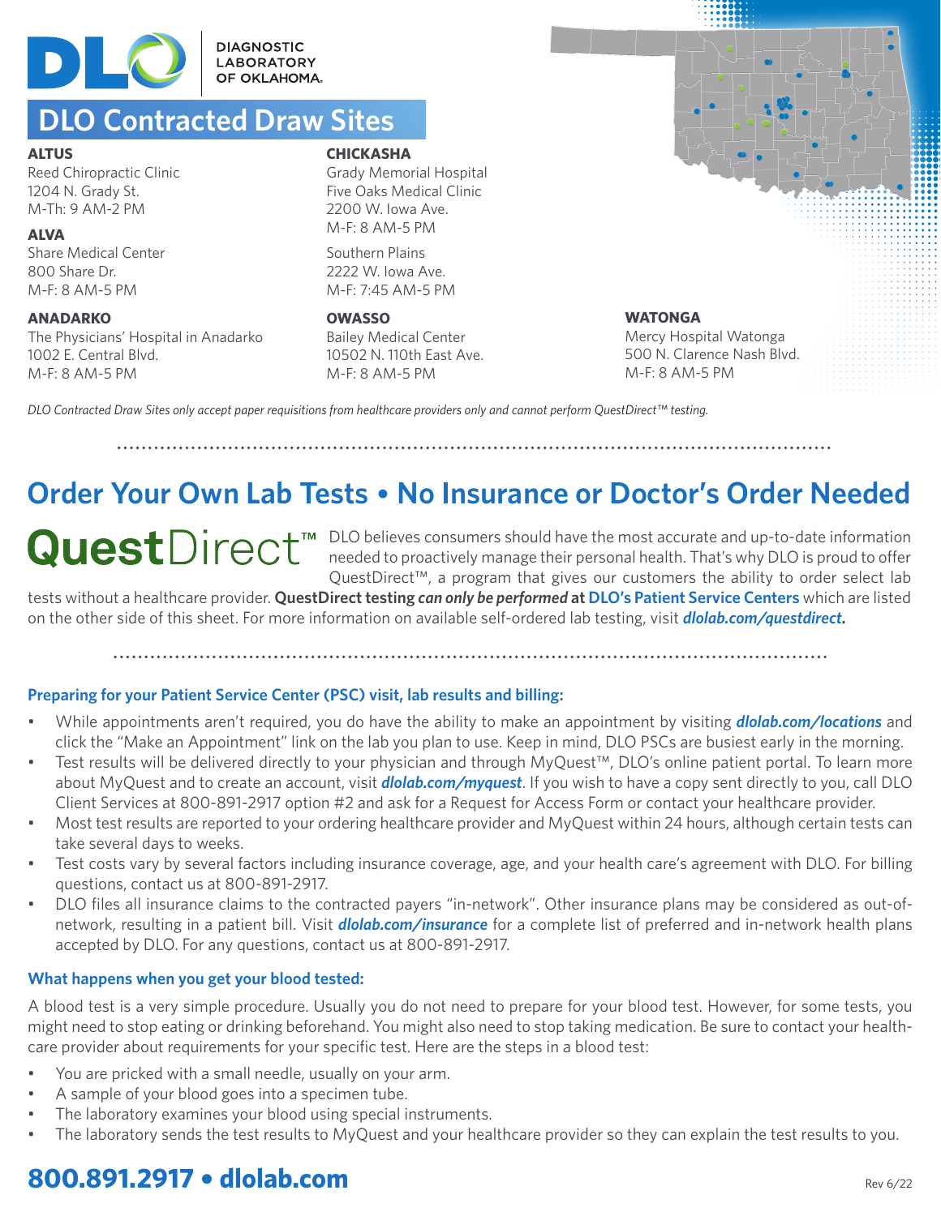DIAGNOSTIC LABORATORY OF OKLAHOMA.

# DLO Contracted Draw Sites

**ALTUS**
Reed Chiropractic Clinic
1204 N. Grady St.
M-Th: 9 AM-2 PM

**ALVA**
Share Medical Center
800 Share Dr.
M-F: 8 AM-5 PM

**ANADARKO**
The Physicians' Hospital in Anadarko
1002 E. Central Blvd.
M-F: 8 AM-5 PM

**CHICKASHA**
Grady Memorial Hospital
Five Oaks Medical Clinic
2200 W. Iowa Ave.
M-F: 8 AM-5 PM

Southern Plains
2222 W. Iowa Ave.
M-F: 7:45 AM-5 PM

**OWASSO**
Bailey Medical Center
10502 N. 110th East Ave.
M-F: 8 AM-5 PM

**WATONGA**
Mercy Hospital Watonga
500 N. Clarence Nash Blvd.
M-F: 8 AM-5 PM

*DLO Contracted Draw Sites only accept paper requisitions from healthcare providers only and cannot perform QuestDirect™ testing.*

## Order Your Own Lab Tests • No Insurance or Doctor's Order Needed

**QuestDirect™**

DLO believes consumers should have the most accurate and up-to-date information needed to proactively manage their personal health. That's why DLO is proud to offer QuestDirect™, a program that gives our customers the ability to order select lab tests without a healthcare provider. **QuestDirect testing *can only be performed* at DLO's Patient Service Centers** which are listed on the other side of this sheet. For more information on available self-ordered lab testing, visit ***dlolab.com/questdirect.***

### Preparing for your Patient Service Center (PSC) visit, lab results and billing:

- While appointments aren't required, you do have the ability to make an appointment by visiting ***dlolab.com/locations*** and click the "Make an Appointment" link on the lab you plan to use. Keep in mind, DLO PSCs are busiest early in the morning.
- Test results will be delivered directly to your physician and through MyQuest™, DLO's online patient portal. To learn more about MyQuest and to create an account, visit ***dlolab.com/myquest***. If you wish to have a copy sent directly to you, call DLO Client Services at 800-891-2917 option #2 and ask for a Request for Access Form or contact your healthcare provider.
- Most test results are reported to your ordering healthcare provider and MyQuest within 24 hours, although certain tests can take several days to weeks.
- Test costs vary by several factors including insurance coverage, age, and your health care's agreement with DLO. For billing questions, contact us at 800-891-2917.
- DLO files all insurance claims to the contracted payers "in-network". Other insurance plans may be considered as out-of-network, resulting in a patient bill. Visit ***dlolab.com/insurance*** for a complete list of preferred and in-network health plans accepted by DLO. For any questions, contact us at 800-891-2917.

### What happens when you get your blood tested:

A blood test is a very simple procedure. Usually you do not need to prepare for your blood test. However, for some tests, you might need to stop eating or drinking beforehand. You might also need to stop taking medication. Be sure to contact your healthcare provider about requirements for your specific test. Here are the steps in a blood test:

- You are pricked with a small needle, usually on your arm.
- A sample of your blood goes into a specimen tube.
- The laboratory examines your blood using special instruments.
- The laboratory sends the test results to MyQuest and your healthcare provider so they can explain the test results to you.

## 800.891.2917 • dlolab.com

Rev 6/22